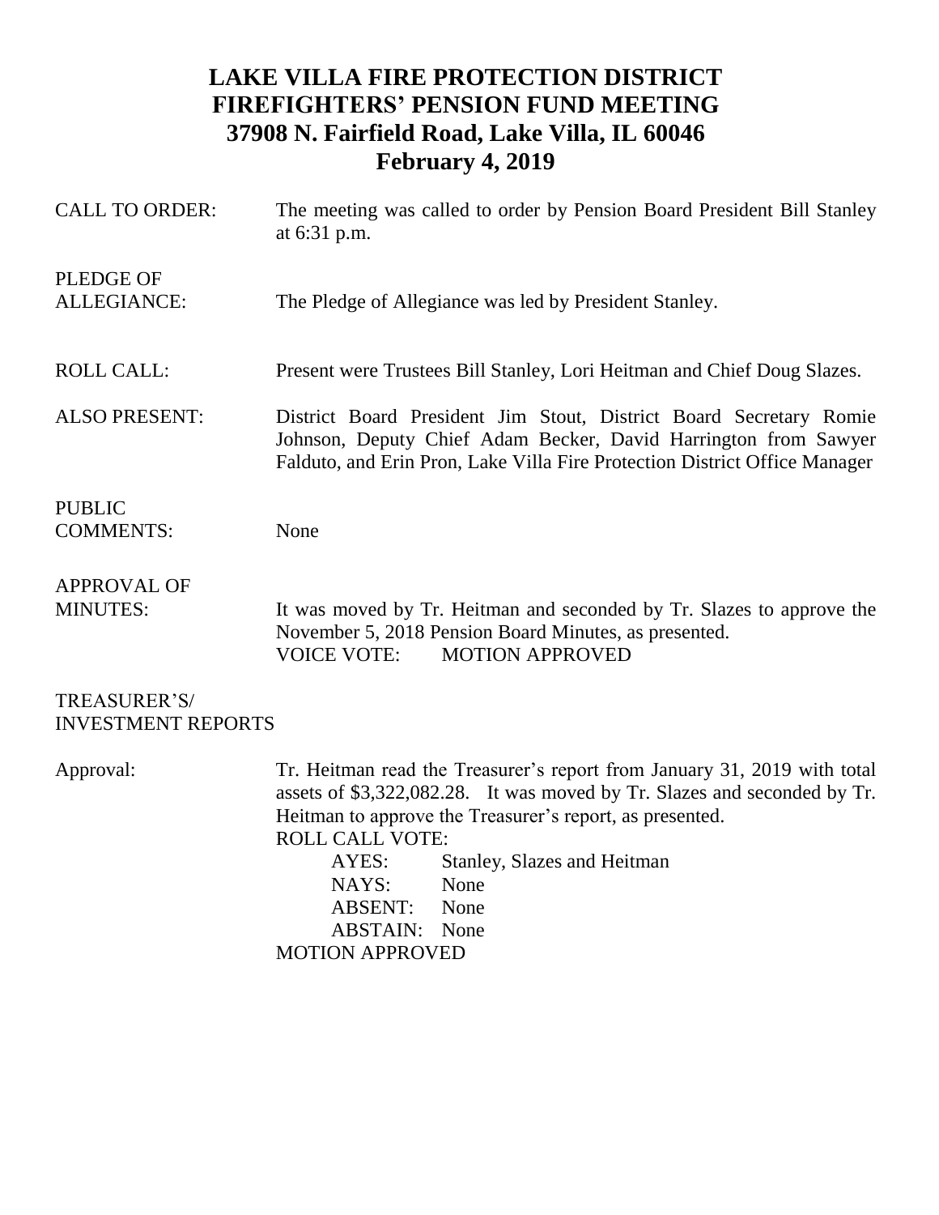# LAKE VILLA FIRE PROTECTION DISTRICT
# FIREFIGHTERS' PENSION FUND MEETING
# 37908 N. Fairfield Road, Lake Villa, IL 60046
# February 4, 2019

**CALL TO ORDER:** The meeting was called to order by Pension Board President Bill Stanley at 6:31 p.m.

**PLEDGE OF ALLEGIANCE:** The Pledge of Allegiance was led by President Stanley.

**ROLL CALL:** Present were Trustees Bill Stanley, Lori Heitman and Chief Doug Slazes.

**ALSO PRESENT:** District Board President Jim Stout, District Board Secretary Romie Johnson, Deputy Chief Adam Becker, David Harrington from Sawyer Falduto, and Erin Pron, Lake Villa Fire Protection District Office Manager

**PUBLIC COMMENTS:** None

**APPROVAL OF MINUTES:** It was moved by Tr. Heitman and seconded by Tr. Slazes to approve the November 5, 2018 Pension Board Minutes, as presented.
VOICE VOTE: MOTION APPROVED

**TREASURER'S/ INVESTMENT REPORTS**

Approval: Tr. Heitman read the Treasurer's report from January 31, 2019 with total assets of $3,322,082.28. It was moved by Tr. Slazes and seconded by Tr. Heitman to approve the Treasurer's report, as presented.

ROLL CALL VOTE:
- AYES: Stanley, Slazes and Heitman
- NAYS: None
- ABSENT: None
- ABSTAIN: None

MOTION APPROVED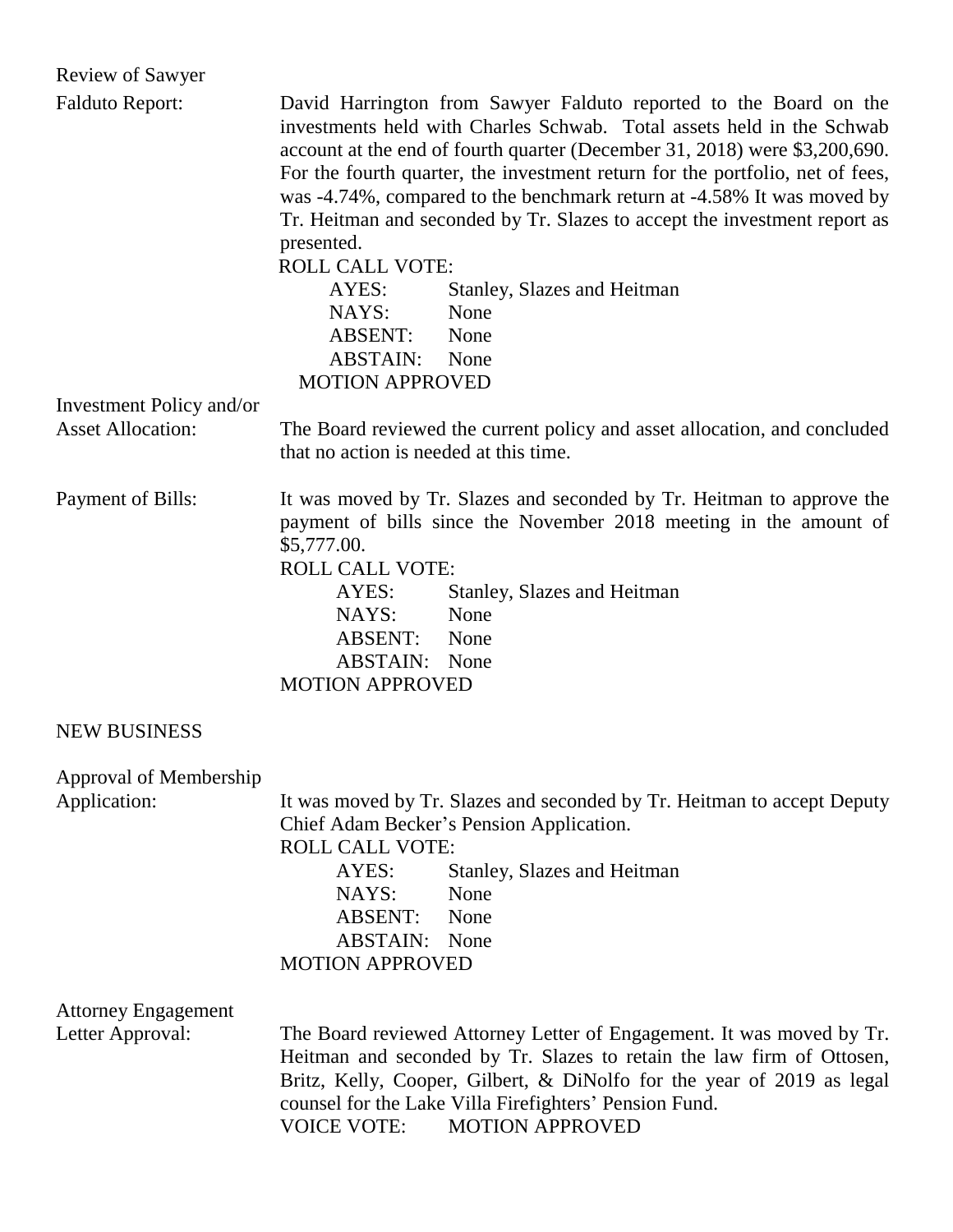**Review of Sawyer Falduto Report:**

David Harrington from Sawyer Falduto reported to the Board on the investments held with Charles Schwab. Total assets held in the Schwab account at the end of fourth quarter (December 31, 2018) were $3,200,690. For the fourth quarter, the investment return for the portfolio, net of fees, was -4.74%, compared to the benchmark return at -4.58% It was moved by Tr. Heitman and seconded by Tr. Slazes to accept the investment report as presented.

ROLL CALL VOTE:

- AYES: Stanley, Slazes and Heitman
- NAYS: None
- ABSENT: None
- ABSTAIN: None

MOTION APPROVED

**Investment Policy and/or Asset Allocation:**

The Board reviewed the current policy and asset allocation, and concluded that no action is needed at this time.

**Payment of Bills:**

It was moved by Tr. Slazes and seconded by Tr. Heitman to approve the payment of bills since the November 2018 meeting in the amount of $5,777.00.

ROLL CALL VOTE:

- AYES: Stanley, Slazes and Heitman
- NAYS: None
- ABSENT: None
- ABSTAIN: None

MOTION APPROVED

## NEW BUSINESS

**Approval of Membership Application:**

It was moved by Tr. Slazes and seconded by Tr. Heitman to accept Deputy Chief Adam Becker's Pension Application.

ROLL CALL VOTE:

- AYES: Stanley, Slazes and Heitman
- NAYS: None
- ABSENT: None
- ABSTAIN: None

MOTION APPROVED

**Attorney Engagement Letter Approval:**

The Board reviewed Attorney Letter of Engagement. It was moved by Tr. Heitman and seconded by Tr. Slazes to retain the law firm of Ottosen, Britz, Kelly, Cooper, Gilbert, & DiNolfo for the year of 2019 as legal counsel for the Lake Villa Firefighters' Pension Fund.

VOICE VOTE: MOTION APPROVED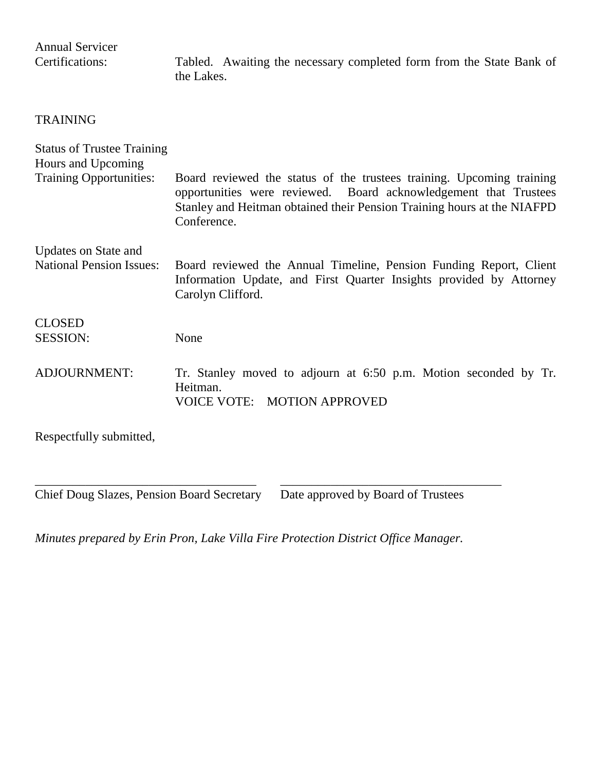Annual Servicer Certifications: Tabled. Awaiting the necessary completed form from the State Bank of the Lakes.

TRAINING

Status of Trustee Training Hours and Upcoming Training Opportunities: Board reviewed the status of the trustees training. Upcoming training opportunities were reviewed. Board acknowledgement that Trustees Stanley and Heitman obtained their Pension Training hours at the NIAFPD Conference.

Updates on State and National Pension Issues: Board reviewed the Annual Timeline, Pension Funding Report, Client Information Update, and First Quarter Insights provided by Attorney Carolyn Clifford.

CLOSED SESSION: None

ADJOURNMENT: Tr. Stanley moved to adjourn at 6:50 p.m. Motion seconded by Tr. Heitman.
VOICE VOTE: MOTION APPROVED

Respectfully submitted,

\_\_\_\_\_\_\_\_\_\_\_\_\_\_\_\_\_\_\_\_\_\_\_\_\_\_\_\_\_\_\_\_\_\_\_ \_\_\_\_\_\_\_\_\_\_\_\_\_\_\_\_\_\_\_\_\_\_\_\_\_\_\_\_\_\_\_\_\_\_\_
Chief Doug Slazes, Pension Board Secretary Date approved by Board of Trustees

*Minutes prepared by Erin Pron, Lake Villa Fire Protection District Office Manager.*